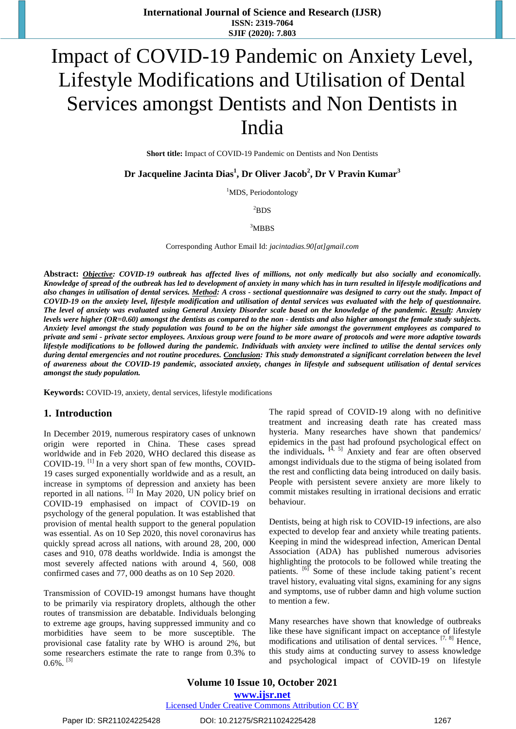# Impact of COVID-19 Pandemic on Anxiety Level, Lifestyle Modifications and Utilisation of Dental Services amongst Dentists and Non Dentists in India

**Short title:** Impact of COVID-19 Pandemic on Dentists and Non Dentists

**Dr Jacqueline Jacinta Dias[1], Dr Oliver Jacob[2], Dr V Pravin Kumar[3]**

[1]MDS, Periodontology

[2]BDS

[3]MBBS

Corresponding Author Email Id: *jacintadias.90[at]gmail.com*

**Abstract:** ***Objective**: COVID-19 outbreak has affected lives of millions, not only medically but also socially and economically. Knowledge of spread of the outbreak has led to development of anxiety in many which has in turn resulted in lifestyle modifications and also changes in utilisation of dental services. **Method**: A cross - sectional questionnaire was designed to carry out the study. Impact of COVID-19 on the anxiety level, lifestyle modification and utilisation of dental services was evaluated with the help of questionnaire. The level of anxiety was evaluated using General Anxiety Disorder scale based on the knowledge of the pandemic. **Result**: Anxiety levels were higher (OR=0.60) amongst the dentists as compared to the non - dentists and also higher amongst the female study subjects. Anxiety level amongst the study population was found to be on the higher side amongst the government employees as compared to private and semi - private sector employees. Anxious group were found to be more aware of protocols and were more adaptive towards lifestyle modifications to be followed during the pandemic. Individuals with anxiety were inclined to utilise the dental services only during dental emergencies and not routine procedures. **Conclusion**: This study demonstrated a significant correlation between the level of awareness about the COVID-19 pandemic, associated anxiety, changes in lifestyle and subsequent utilisation of dental services amongst the study population.*

**Keywords:** COVID-19, anxiety, dental services, lifestyle modifications

## 1. Introduction

In December 2019, numerous respiratory cases of unknown origin were reported in China. These cases spread worldwide and in Feb 2020, WHO declared this disease as COVID-19. [1] In a very short span of few months, COVID-19 cases surged exponentially worldwide and as a result, an increase in symptoms of depression and anxiety has been reported in all nations. [2] In May 2020, UN policy brief on COVID-19 emphasised on impact of COVID-19 on psychology of the general population. It was established that provision of mental health support to the general population was essential. As on 10 Sep 2020, this novel coronavirus has quickly spread across all nations, with around 28, 200, 000 cases and 910, 078 deaths worldwide. India is amongst the most severely affected nations with around 4, 560, 008 confirmed cases and 77, 000 deaths as on 10 Sep 2020.

Transmission of COVID-19 amongst humans have thought to be primarily via respiratory droplets, although the other routes of transmission are debatable. Individuals belonging to extreme age groups, having suppressed immunity and co morbidities have seem to be more susceptible. The provisional case fatality rate by WHO is around 2%, but some researchers estimate the rate to range from 0.3% to 0.6%. [3]

The rapid spread of COVID-19 along with no definitive treatment and increasing death rate has created mass hysteria. Many researches have shown that pandemics/ epidemics in the past had profound psychological effect on the individuals. [4, 5] Anxiety and fear are often observed amongst individuals due to the stigma of being isolated from the rest and conflicting data being introduced on daily basis. People with persistent severe anxiety are more likely to commit mistakes resulting in irrational decisions and erratic behaviour.

Dentists, being at high risk to COVID-19 infections, are also expected to develop fear and anxiety while treating patients. Keeping in mind the widespread infection, American Dental Association (ADA) has published numerous advisories highlighting the protocols to be followed while treating the patients. [6] Some of these include taking patient's recent travel history, evaluating vital signs, examining for any signs and symptoms, use of rubber damn and high volume suction to mention a few.

Many researches have shown that knowledge of outbreaks like these have significant impact on acceptance of lifestyle modifications and utilisation of dental services. [7, 8] Hence, this study aims at conducting survey to assess knowledge and psychological impact of COVID-19 on lifestyle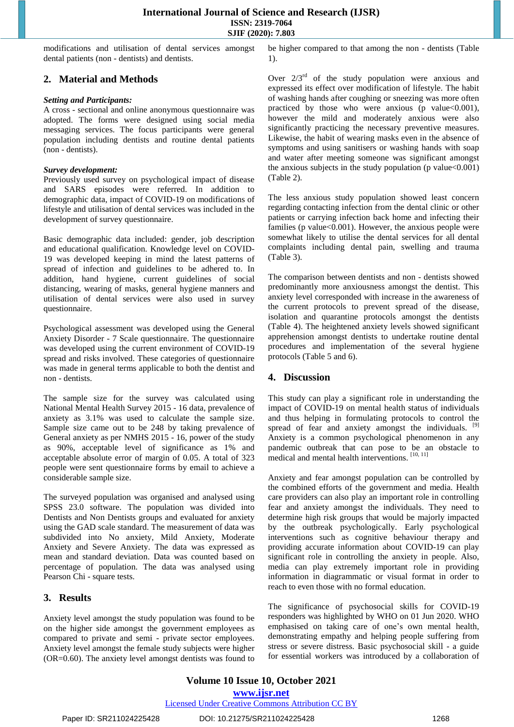modifications and utilisation of dental services amongst dental patients (non - dentists) and dentists.

## 2. Material and Methods

***Setting and Participants:***

A cross - sectional and online anonymous questionnaire was adopted. The forms were designed using social media messaging services. The focus participants were general population including dentists and routine dental patients (non - dentists).

***Survey development:***

Previously used survey on psychological impact of disease and SARS episodes were referred. In addition to demographic data, impact of COVID-19 on modifications of lifestyle and utilisation of dental services was included in the development of survey questionnaire.

Basic demographic data included: gender, job description and educational qualification. Knowledge level on COVID-19 was developed keeping in mind the latest patterns of spread of infection and guidelines to be adhered to. In addition, hand hygiene, current guidelines of social distancing, wearing of masks, general hygiene manners and utilisation of dental services were also used in survey questionnaire.

Psychological assessment was developed using the General Anxiety Disorder - 7 Scale questionnaire. The questionnaire was developed using the current environment of COVID-19 spread and risks involved. These categories of questionnaire was made in general terms applicable to both the dentist and non - dentists.

The sample size for the survey was calculated using National Mental Health Survey 2015 - 16 data, prevalence of anxiety as 3.1% was used to calculate the sample size. Sample size came out to be 248 by taking prevalence of General anxiety as per NMHS 2015 - 16, power of the study as 90%, acceptable level of significance as 1% and acceptable absolute error of margin of 0.05. A total of 323 people were sent questionnaire forms by email to achieve a considerable sample size.

The surveyed population was organised and analysed using SPSS 23.0 software. The population was divided into Dentists and Non Dentists groups and evaluated for anxiety using the GAD scale standard. The measurement of data was subdivided into No anxiety, Mild Anxiety, Moderate Anxiety and Severe Anxiety. The data was expressed as mean and standard deviation. Data was counted based on percentage of population. The data was analysed using Pearson Chi - square tests.

## 3. Results

Anxiety level amongst the study population was found to be on the higher side amongst the government employees as compared to private and semi - private sector employees. Anxiety level amongst the female study subjects were higher (OR=0.60). The anxiety level amongst dentists was found to be higher compared to that among the non - dentists (Table 1).

Over 2/3rd of the study population were anxious and expressed its effect over modification of lifestyle. The habit of washing hands after coughing or sneezing was more often practiced by those who were anxious (p value<0.001), however the mild and moderately anxious were also significantly practicing the necessary preventive measures. Likewise, the habit of wearing masks even in the absence of symptoms and using sanitisers or washing hands with soap and water after meeting someone was significant amongst the anxious subjects in the study population (p value<0.001) (Table 2).

The less anxious study population showed least concern regarding contacting infection from the dental clinic or other patients or carrying infection back home and infecting their families (p value<0.001). However, the anxious people were somewhat likely to utilise the dental services for all dental complaints including dental pain, swelling and trauma (Table 3).

The comparison between dentists and non - dentists showed predominantly more anxiousness amongst the dentist. This anxiety level corresponded with increase in the awareness of the current protocols to prevent spread of the disease, isolation and quarantine protocols amongst the dentists (Table 4). The heightened anxiety levels showed significant apprehension amongst dentists to undertake routine dental procedures and implementation of the several hygiene protocols (Table 5 and 6).

## 4. Discussion

This study can play a significant role in understanding the impact of COVID-19 on mental health status of individuals and thus helping in formulating protocols to control the spread of fear and anxiety amongst the individuals. [9] Anxiety is a common psychological phenomenon in any pandemic outbreak that can pose to be an obstacle to medical and mental health interventions. [10, 11]

Anxiety and fear amongst population can be controlled by the combined efforts of the government and media. Health care providers can also play an important role in controlling fear and anxiety amongst the individuals. They need to determine high risk groups that would be majorly impacted by the outbreak psychologically. Early psychological interventions such as cognitive behaviour therapy and providing accurate information about COVID-19 can play significant role in controlling the anxiety in people. Also, media can play extremely important role in providing information in diagrammatic or visual format in order to reach to even those with no formal education.

The significance of psychosocial skills for COVID-19 responders was highlighted by WHO on 01 Jun 2020. WHO emphasised on taking care of one's own mental health, demonstrating empathy and helping people suffering from stress or severe distress. Basic psychosocial skill - a guide for essential workers was introduced by a collaboration of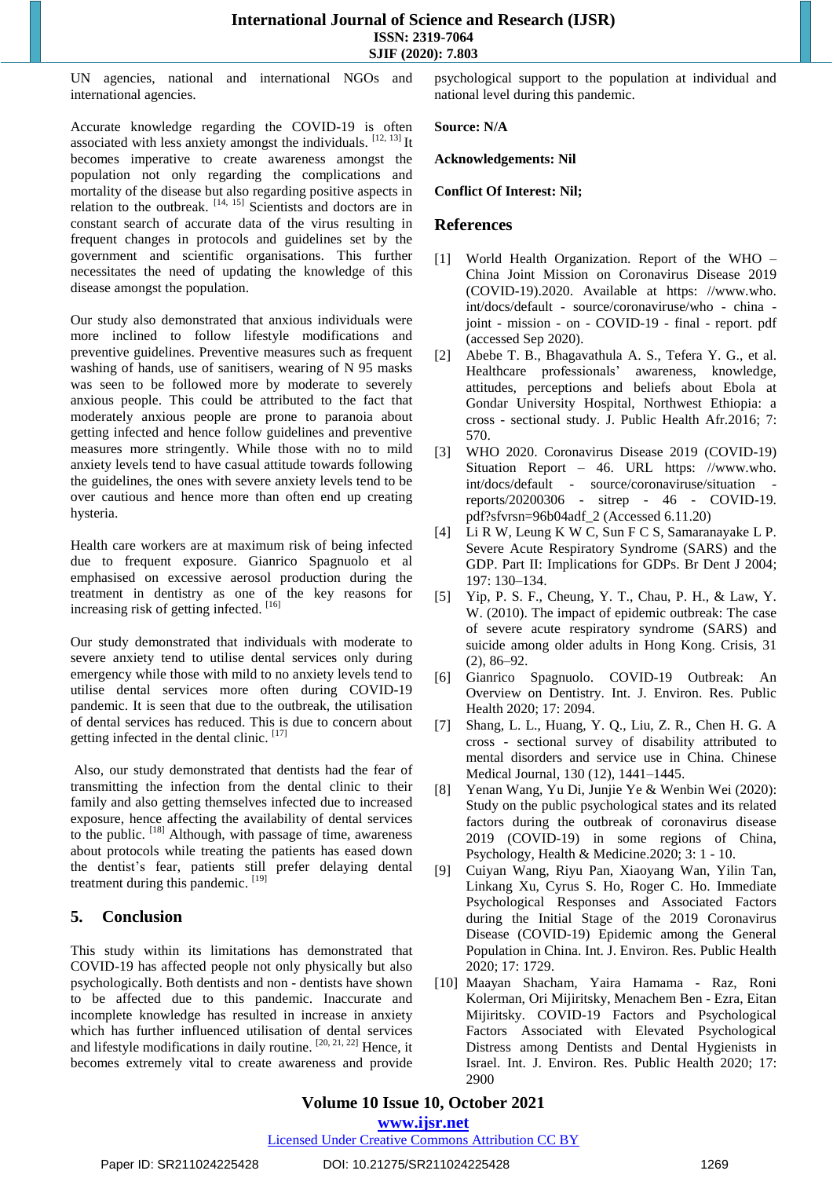UN agencies, national and international NGOs and international agencies.

Accurate knowledge regarding the COVID-19 is often associated with less anxiety amongst the individuals. [12, 13] It becomes imperative to create awareness amongst the population not only regarding the complications and mortality of the disease but also regarding positive aspects in relation to the outbreak. [14, 15] Scientists and doctors are in constant search of accurate data of the virus resulting in frequent changes in protocols and guidelines set by the government and scientific organisations. This further necessitates the need of updating the knowledge of this disease amongst the population.

Our study also demonstrated that anxious individuals were more inclined to follow lifestyle modifications and preventive guidelines. Preventive measures such as frequent washing of hands, use of sanitisers, wearing of N 95 masks was seen to be followed more by moderate to severely anxious people. This could be attributed to the fact that moderately anxious people are prone to paranoia about getting infected and hence follow guidelines and preventive measures more stringently. While those with no to mild anxiety levels tend to have casual attitude towards following the guidelines, the ones with severe anxiety levels tend to be over cautious and hence more than often end up creating hysteria.

Health care workers are at maximum risk of being infected due to frequent exposure. Gianrico Spagnuolo et al emphasised on excessive aerosol production during the treatment in dentistry as one of the key reasons for increasing risk of getting infected. [16]

Our study demonstrated that individuals with moderate to severe anxiety tend to utilise dental services only during emergency while those with mild to no anxiety levels tend to utilise dental services more often during COVID-19 pandemic. It is seen that due to the outbreak, the utilisation of dental services has reduced. This is due to concern about getting infected in the dental clinic. [17]

Also, our study demonstrated that dentists had the fear of transmitting the infection from the dental clinic to their family and also getting themselves infected due to increased exposure, hence affecting the availability of dental services to the public. [18] Although, with passage of time, awareness about protocols while treating the patients has eased down the dentist's fear, patients still prefer delaying dental treatment during this pandemic. [19]

## 5. Conclusion

This study within its limitations has demonstrated that COVID-19 has affected people not only physically but also psychologically. Both dentists and non - dentists have shown to be affected due to this pandemic. Inaccurate and incomplete knowledge has resulted in increase in anxiety which has further influenced utilisation of dental services and lifestyle modifications in daily routine. [20, 21, 22] Hence, it becomes extremely vital to create awareness and provide psychological support to the population at individual and national level during this pandemic.

**Source: N/A**

**Acknowledgements: Nil**

**Conflict Of Interest: Nil;**

## References

[1] World Health Organization. Report of the WHO – China Joint Mission on Coronavirus Disease 2019 (COVID-19).2020. Available at https: //www.who. int/docs/default - source/coronaviruse/who - china - joint - mission - on - COVID-19 - final - report. pdf (accessed Sep 2020).

[2] Abebe T. B., Bhagavathula A. S., Tefera Y. G., et al. Healthcare professionals' awareness, knowledge, attitudes, perceptions and beliefs about Ebola at Gondar University Hospital, Northwest Ethiopia: a cross - sectional study. J. Public Health Afr.2016; 7: 570.

[3] WHO 2020. Coronavirus Disease 2019 (COVID-19) Situation Report – 46. URL https: //www.who. int/docs/default - source/coronaviruse/situation - reports/20200306 - sitrep - 46 - COVID-19. pdf?sfvrsn=96b04adf_2 (Accessed 6.11.20)

[4] Li R W, Leung K W C, Sun F C S, Samaranayake L P. Severe Acute Respiratory Syndrome (SARS) and the GDP. Part II: Implications for GDPs. Br Dent J 2004; 197: 130–134.

[5] Yip, P. S. F., Cheung, Y. T., Chau, P. H., & Law, Y. W. (2010). The impact of epidemic outbreak: The case of severe acute respiratory syndrome (SARS) and suicide among older adults in Hong Kong. Crisis, 31 (2), 86–92.

[6] Gianrico Spagnuolo. COVID-19 Outbreak: An Overview on Dentistry. Int. J. Environ. Res. Public Health 2020; 17: 2094.

[7] Shang, L. L., Huang, Y. Q., Liu, Z. R., Chen H. G. A cross - sectional survey of disability attributed to mental disorders and service use in China. Chinese Medical Journal, 130 (12), 1441–1445.

[8] Yenan Wang, Yu Di, Junjie Ye & Wenbin Wei (2020): Study on the public psychological states and its related factors during the outbreak of coronavirus disease 2019 (COVID-19) in some regions of China, Psychology, Health & Medicine.2020; 3: 1 - 10.

[9] Cuiyan Wang, Riyu Pan, Xiaoyang Wan, Yilin Tan, Linkang Xu, Cyrus S. Ho, Roger C. Ho. Immediate Psychological Responses and Associated Factors during the Initial Stage of the 2019 Coronavirus Disease (COVID-19) Epidemic among the General Population in China. Int. J. Environ. Res. Public Health 2020; 17: 1729.

[10] Maayan Shacham, Yaira Hamama - Raz, Roni Kolerman, Ori Mijiritsky, Menachem Ben - Ezra, Eitan Mijiritsky. COVID-19 Factors and Psychological Factors Associated with Elevated Psychological Distress among Dentists and Dental Hygienists in Israel. Int. J. Environ. Res. Public Health 2020; 17: 2900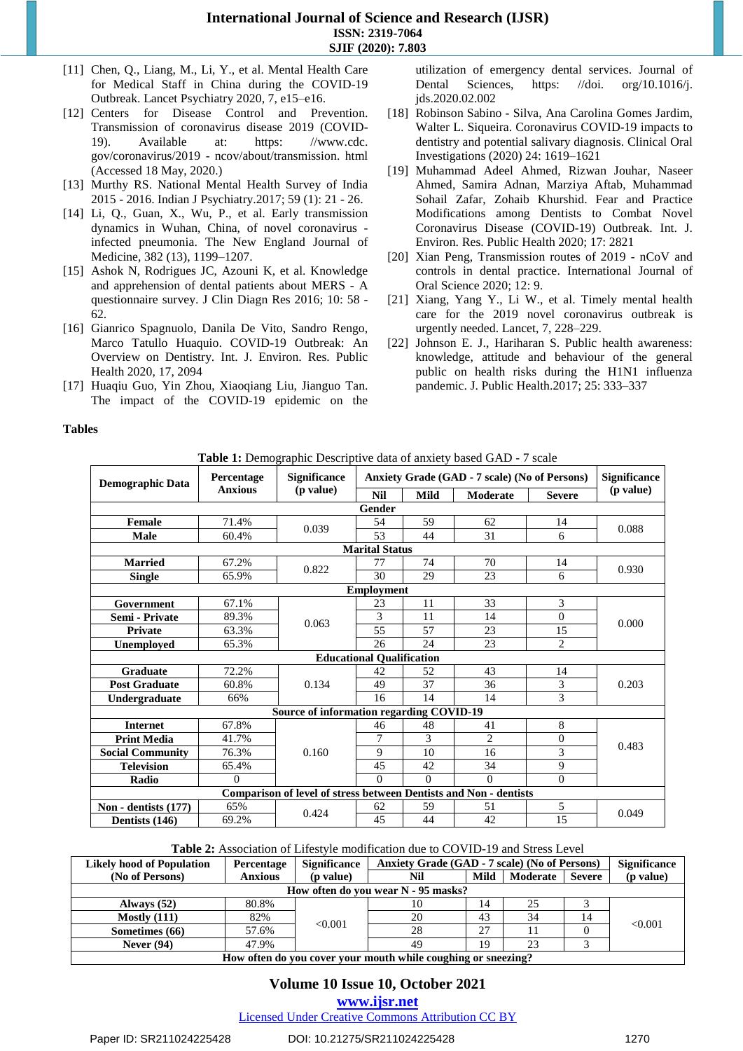[11] Chen, Q., Liang, M., Li, Y., et al. Mental Health Care for Medical Staff in China during the COVID-19 Outbreak. Lancet Psychiatry 2020, 7, e15–e16.

[12] Centers for Disease Control and Prevention. Transmission of coronavirus disease 2019 (COVID-19). Available at: https: //www.cdc. gov/coronavirus/2019 - ncov/about/transmission. html (Accessed 18 May, 2020.)

[13] Murthy RS. National Mental Health Survey of India 2015 - 2016. Indian J Psychiatry.2017; 59 (1): 21 - 26.

[14] Li, Q., Guan, X., Wu, P., et al. Early transmission dynamics in Wuhan, China, of novel coronavirus - infected pneumonia. The New England Journal of Medicine, 382 (13), 1199–1207.

[15] Ashok N, Rodrigues JC, Azouni K, et al. Knowledge and apprehension of dental patients about MERS - A questionnaire survey. J Clin Diagn Res 2016; 10: 58 - 62.

[16] Gianrico Spagnuolo, Danila De Vito, Sandro Rengo, Marco Tatullo Huaquio. COVID-19 Outbreak: An Overview on Dentistry. Int. J. Environ. Res. Public Health 2020, 17, 2094

[17] Huaqiu Guo, Yin Zhou, Xiaoqiang Liu, Jianguo Tan. The impact of the COVID-19 epidemic on the utilization of emergency dental services. Journal of Dental Sciences, https: //doi. org/10.1016/j. jds.2020.02.002

[18] Robinson Sabino - Silva, Ana Carolina Gomes Jardim, Walter L. Siqueira. Coronavirus COVID-19 impacts to dentistry and potential salivary diagnosis. Clinical Oral Investigations (2020) 24: 1619–1621

[19] Muhammad Adeel Ahmed, Rizwan Jouhar, Naseer Ahmed, Samira Adnan, Marziya Aftab, Muhammad Sohail Zafar, Zohaib Khurshid. Fear and Practice Modifications among Dentists to Combat Novel Coronavirus Disease (COVID-19) Outbreak. Int. J. Environ. Res. Public Health 2020; 17: 2821

[20] Xian Peng, Transmission routes of 2019 - nCoV and controls in dental practice. International Journal of Oral Science 2020; 12: 9.

[21] Xiang, Yang Y., Li W., et al. Timely mental health care for the 2019 novel coronavirus outbreak is urgently needed. Lancet, 7, 228–229.

[22] Johnson E. J., Hariharan S. Public health awareness: knowledge, attitude and behaviour of the general public on health risks during the H1N1 influenza pandemic. J. Public Health.2017; 25: 333–337

## Tables

**Table 1:** Demographic Descriptive data of anxiety based GAD - 7 scale

| Demographic Data | Percentage Anxious | Significance (p value) | Anxiety Grade (GAD - 7 scale) (No of Persons) | | | | Significance (p value) |
|---|---|---|---|---|---|---|---|
| | | | Nil | Mild | Moderate | Severe | |
| **Gender** | | | | | | | |
| Female | 71.4% | 0.039 | 54 | 59 | 62 | 14 | 0.088 |
| Male | 60.4% | | 53 | 44 | 31 | 6 | |
| **Marital Status** | | | | | | | |
| Married | 67.2% | 0.822 | 77 | 74 | 70 | 14 | 0.930 |
| Single | 65.9% | | 30 | 29 | 23 | 6 | |
| **Employment** | | | | | | | |
| Government | 67.1% | 0.063 | 23 | 11 | 33 | 3 | 0.000 |
| Semi - Private | 89.3% | | 3 | 11 | 14 | 0 | |
| Private | 63.3% | | 55 | 57 | 23 | 15 | |
| Unemployed | 65.3% | | 26 | 24 | 23 | 2 | |
| **Educational Qualification** | | | | | | | |
| Graduate | 72.2% | 0.134 | 42 | 52 | 43 | 14 | 0.203 |
| Post Graduate | 60.8% | | 49 | 37 | 36 | 3 | |
| Undergraduate | 66% | | 16 | 14 | 14 | 3 | |
| **Source of information regarding COVID-19** | | | | | | | |
| Internet | 67.8% | 0.160 | 46 | 48 | 41 | 8 | 0.483 |
| Print Media | 41.7% | | 7 | 3 | 2 | 0 | |
| Social Community | 76.3% | | 9 | 10 | 16 | 3 | |
| Television | 65.4% | | 45 | 42 | 34 | 9 | |
| Radio | 0 | | 0 | 0 | 0 | 0 | |
| **Comparison of level of stress between Dentists and Non - dentists** | | | | | | | |
| Non - dentists (177) | 65% | 0.424 | 62 | 59 | 51 | 5 | 0.049 |
| Dentists (146) | 69.2% | | 45 | 44 | 42 | 15 | |

**Table 2:** Association of Lifestyle modification due to COVID-19 and Stress Level

| Likely hood of Population (No of Persons) | Percentage Anxious | Significance (p value) | Anxiety Grade (GAD - 7 scale) (No of Persons) | | | | Significance (p value) |
|---|---|---|---|---|---|---|---|
| | | | Nil | Mild | Moderate | Severe | |
| **How often do you wear N - 95 masks?** | | | | | | | |
| Always (52) | 80.8% | <0.001 | 10 | 14 | 25 | 3 | <0.001 |
| Mostly (111) | 82% | | 20 | 43 | 34 | 14 | |
| Sometimes (66) | 57.6% | | 28 | 27 | 11 | 0 | |
| Never (94) | 47.9% | | 49 | 19 | 23 | 3 | |
| **How often do you cover your mouth while coughing or sneezing?** | | | | | | | |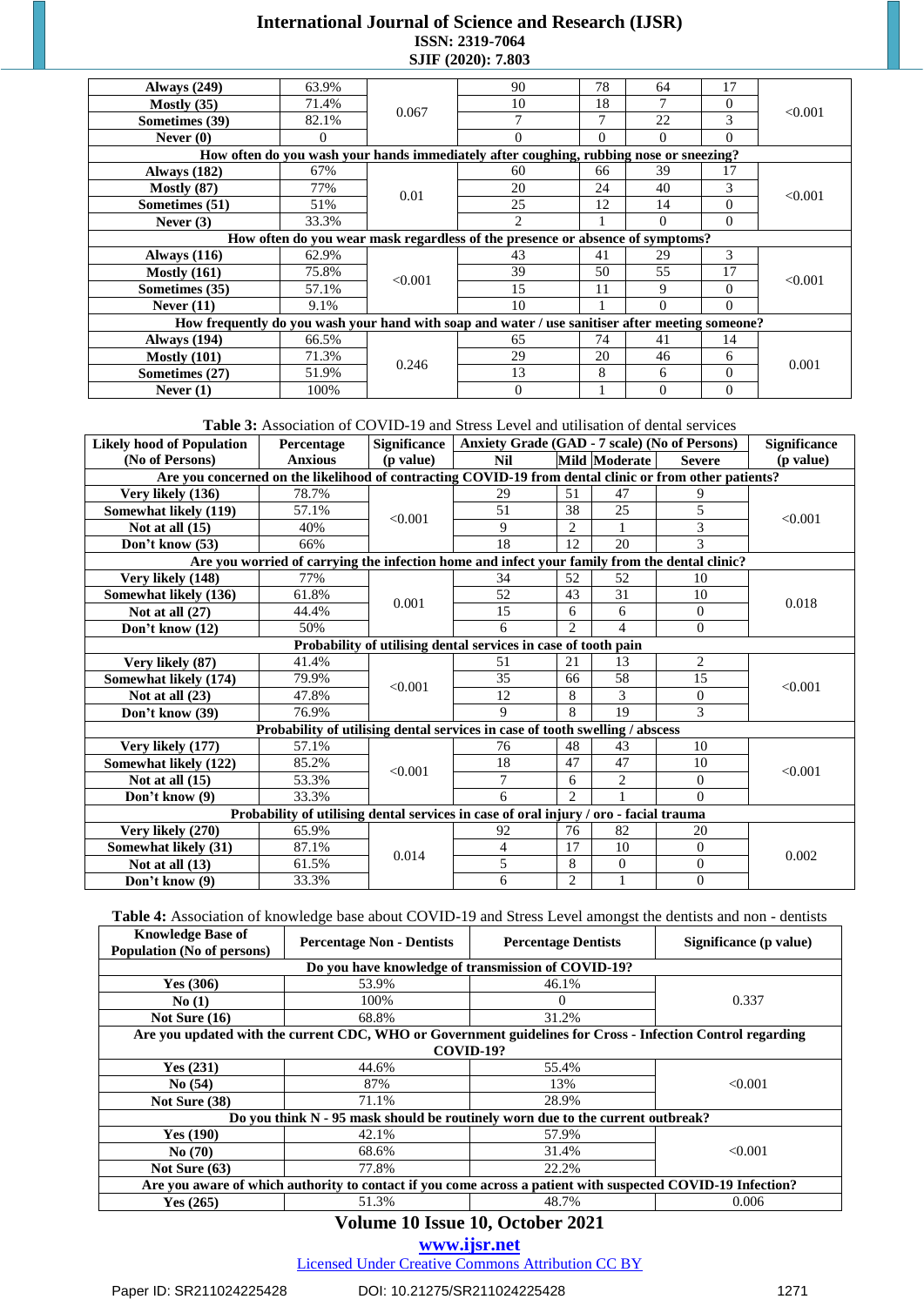| | | | | | | | |
|---|---|---|---|---|---|---|---|
| **Always (249)** | 63.9% | 0.067 | 90 | 78 | 64 | 17 | <0.001 |
| **Mostly (35)** | 71.4% | | 10 | 18 | 7 | 0 | |
| **Sometimes (39)** | 82.1% | | 7 | 7 | 22 | 3 | |
| **Never (0)** | 0 | | 0 | 0 | 0 | 0 | |
| **How often do you wash your hands immediately after coughing, rubbing nose or sneezing?** | | | | | | | |
| **Always (182)** | 67% | 0.01 | 60 | 66 | 39 | 17 | <0.001 |
| **Mostly (87)** | 77% | | 20 | 24 | 40 | 3 | |
| **Sometimes (51)** | 51% | | 25 | 12 | 14 | 0 | |
| **Never (3)** | 33.3% | | 2 | 1 | 0 | 0 | |
| **How often do you wear mask regardless of the presence or absence of symptoms?** | | | | | | | |
| **Always (116)** | 62.9% | <0.001 | 43 | 41 | 29 | 3 | <0.001 |
| **Mostly (161)** | 75.8% | | 39 | 50 | 55 | 17 | |
| **Sometimes (35)** | 57.1% | | 15 | 11 | 9 | 0 | |
| **Never (11)** | 9.1% | | 10 | 1 | 0 | 0 | |
| **How frequently do you wash your hand with soap and water / use sanitiser after meeting someone?** | | | | | | | |
| **Always (194)** | 66.5% | 0.246 | 65 | 74 | 41 | 14 | 0.001 |
| **Mostly (101)** | 71.3% | | 29 | 20 | 46 | 6 | |
| **Sometimes (27)** | 51.9% | | 13 | 8 | 6 | 0 | |
| **Never (1)** | 100% | | 0 | 1 | 0 | 0 | |

**Table 3:** Association of COVID-19 and Stress Level and utilisation of dental services

| Likely hood of Population (No of Persons) | Percentage Anxious | Significance (p value) | Anxiety Grade (GAD - 7 scale) (No of Persons) | | | | Significance (p value) |
|---|---|---|---|---|---|---|---|
| | | | Nil | Mild | Moderate | Severe | |
| **Are you concerned on the likelihood of contracting COVID-19 from dental clinic or from other patients?** | | | | | | | |
| **Very likely (136)** | 78.7% | <0.001 | 29 | 51 | 47 | 9 | <0.001 |
| **Somewhat likely (119)** | 57.1% | | 51 | 38 | 25 | 5 | |
| **Not at all (15)** | 40% | | 9 | 2 | 1 | 3 | |
| **Don't know (53)** | 66% | | 18 | 12 | 20 | 3 | |
| **Are you worried of carrying the infection home and infect your family from the dental clinic?** | | | | | | | |
| **Very likely (148)** | 77% | 0.001 | 34 | 52 | 52 | 10 | 0.018 |
| **Somewhat likely (136)** | 61.8% | | 52 | 43 | 31 | 10 | |
| **Not at all (27)** | 44.4% | | 15 | 6 | 6 | 0 | |
| **Don't know (12)** | 50% | | 6 | 2 | 4 | 0 | |
| **Probability of utilising dental services in case of tooth pain** | | | | | | | |
| **Very likely (87)** | 41.4% | <0.001 | 51 | 21 | 13 | 2 | <0.001 |
| **Somewhat likely (174)** | 79.9% | | 35 | 66 | 58 | 15 | |
| **Not at all (23)** | 47.8% | | 12 | 8 | 3 | 0 | |
| **Don't know (39)** | 76.9% | | 9 | 8 | 19 | 3 | |
| **Probability of utilising dental services in case of tooth swelling / abscess** | | | | | | | |
| **Very likely (177)** | 57.1% | <0.001 | 76 | 48 | 43 | 10 | <0.001 |
| **Somewhat likely (122)** | 85.2% | | 18 | 47 | 47 | 10 | |
| **Not at all (15)** | 53.3% | | 7 | 6 | 2 | 0 | |
| **Don't know (9)** | 33.3% | | 6 | 2 | 1 | 0 | |
| **Probability of utilising dental services in case of oral injury / oro - facial trauma** | | | | | | | |
| **Very likely (270)** | 65.9% | 0.014 | 92 | 76 | 82 | 20 | 0.002 |
| **Somewhat likely (31)** | 87.1% | | 4 | 17 | 10 | 0 | |
| **Not at all (13)** | 61.5% | | 5 | 8 | 0 | 0 | |
| **Don't know (9)** | 33.3% | | 6 | 2 | 1 | 0 | |

**Table 4:** Association of knowledge base about COVID-19 and Stress Level amongst the dentists and non - dentists

| Knowledge Base of Population (No of persons) | Percentage Non - Dentists | Percentage Dentists | Significance (p value) |
|---|---|---|---|
| **Do you have knowledge of transmission of COVID-19?** | | | |
| **Yes (306)** | 53.9% | 46.1% | 0.337 |
| **No (1)** | 100% | 0 | |
| **Not Sure (16)** | 68.8% | 31.2% | |
| **Are you updated with the current CDC, WHO or Government guidelines for Cross - Infection Control regarding COVID-19?** | | | |
| **Yes (231)** | 44.6% | 55.4% | <0.001 |
| **No (54)** | 87% | 13% | |
| **Not Sure (38)** | 71.1% | 28.9% | |
| **Do you think N - 95 mask should be routinely worn due to the current outbreak?** | | | |
| **Yes (190)** | 42.1% | 57.9% | <0.001 |
| **No (70)** | 68.6% | 31.4% | |
| **Not Sure (63)** | 77.8% | 22.2% | |
| **Are you aware of which authority to contact if you come across a patient with suspected COVID-19 Infection?** | | | |
| **Yes (265)** | 51.3% | 48.7% | 0.006 |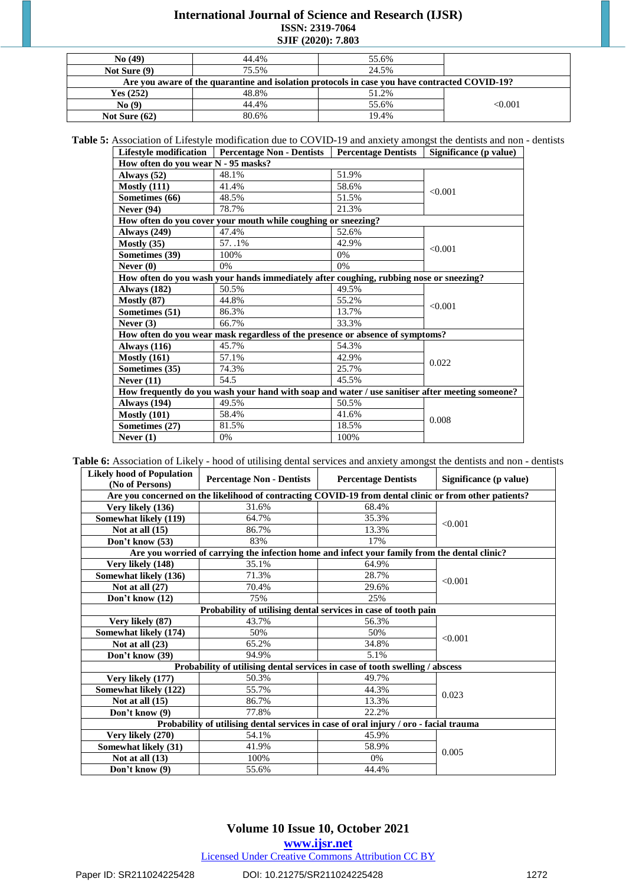| | | | |
|---|---|---|---|
| No (49) | 44.4% | 55.6% | |
| Not Sure (9) | 75.5% | 24.5% | |
| Are you aware of the quarantine and isolation protocols in case you have contracted COVID-19? | | | |
| Yes (252) | 48.8% | 51.2% | <0.001 |
| No (9) | 44.4% | 55.6% | |
| Not Sure (62) | 80.6% | 19.4% | |

**Table 5:** Association of Lifestyle modification due to COVID-19 and anxiety amongst the dentists and non - dentists

| Lifestyle modification | Percentage Non - Dentists | Percentage Dentists | Significance (p value) |
|---|---|---|---|
| **How often do you wear N - 95 masks?** | | | |
| **Always (52)** | 48.1% | 51.9% | <0.001 |
| **Mostly (111)** | 41.4% | 58.6% | |
| **Sometimes (66)** | 48.5% | 51.5% | |
| **Never (94)** | 78.7% | 21.3% | |
| **How often do you cover your mouth while coughing or sneezing?** | | | |
| **Always (249)** | 47.4% | 52.6% | <0.001 |
| **Mostly (35)** | 57..1% | 42.9% | |
| **Sometimes (39)** | 100% | 0% | |
| **Never (0)** | 0% | 0% | |
| **How often do you wash your hands immediately after coughing, rubbing nose or sneezing?** | | | |
| **Always (182)** | 50.5% | 49.5% | <0.001 |
| **Mostly (87)** | 44.8% | 55.2% | |
| **Sometimes (51)** | 86.3% | 13.7% | |
| **Never (3)** | 66.7% | 33.3% | |
| **How often do you wear mask regardless of the presence or absence of symptoms?** | | | |
| **Always (116)** | 45.7% | 54.3% | 0.022 |
| **Mostly (161)** | 57.1% | 42.9% | |
| **Sometimes (35)** | 74.3% | 25.7% | |
| **Never (11)** | 54.5 | 45.5% | |
| **How frequently do you wash your hand with soap and water / use sanitiser after meeting someone?** | | | |
| **Always (194)** | 49.5% | 50.5% | 0.008 |
| **Mostly (101)** | 58.4% | 41.6% | |
| **Sometimes (27)** | 81.5% | 18.5% | |
| **Never (1)** | 0% | 100% | |

**Table 6:** Association of Likely - hood of utilising dental services and anxiety amongst the dentists and non - dentists

| Likely hood of Population (No of Persons) | Percentage Non - Dentists | Percentage Dentists | Significance (p value) |
|---|---|---|---|
| **Are you concerned on the likelihood of contracting COVID-19 from dental clinic or from other patients?** | | | |
| **Very likely (136)** | 31.6% | 68.4% | <0.001 |
| **Somewhat likely (119)** | 64.7% | 35.3% | |
| **Not at all (15)** | 86.7% | 13.3% | |
| **Don't know (53)** | 83% | 17% | |
| **Are you worried of carrying the infection home and infect your family from the dental clinic?** | | | |
| **Very likely (148)** | 35.1% | 64.9% | <0.001 |
| **Somewhat likely (136)** | 71.3% | 28.7% | |
| **Not at all (27)** | 70.4% | 29.6% | |
| **Don't know (12)** | 75% | 25% | |
| **Probability of utilising dental services in case of tooth pain** | | | |
| **Very likely (87)** | 43.7% | 56.3% | <0.001 |
| **Somewhat likely (174)** | 50% | 50% | |
| **Not at all (23)** | 65.2% | 34.8% | |
| **Don't know (39)** | 94.9% | 5.1% | |
| **Probability of utilising dental services in case of tooth swelling / abscess** | | | |
| **Very likely (177)** | 50.3% | 49.7% | 0.023 |
| **Somewhat likely (122)** | 55.7% | 44.3% | |
| **Not at all (15)** | 86.7% | 13.3% | |
| **Don't know (9)** | 77.8% | 22.2% | |
| **Probability of utilising dental services in case of oral injury / oro - facial trauma** | | | |
| **Very likely (270)** | 54.1% | 45.9% | 0.005 |
| **Somewhat likely (31)** | 41.9% | 58.9% | |
| **Not at all (13)** | 100% | 0% | |
| **Don't know (9)** | 55.6% | 44.4% | |